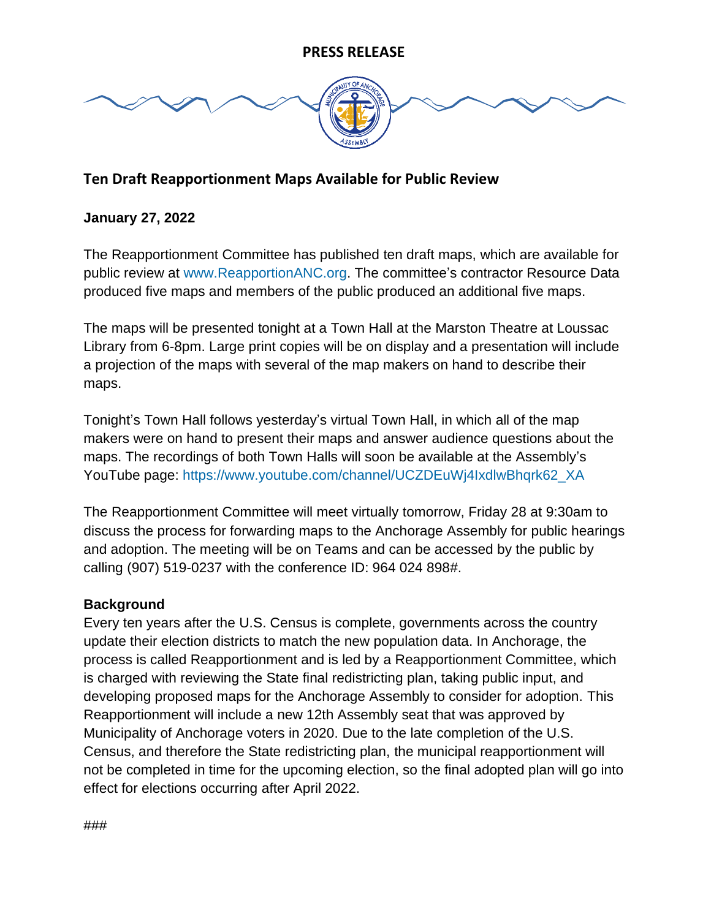# PRESS RELEASE

## Ten Draft Reapportionment Maps Available for Public Review

**January 27, 2022**

The Reapportionment Committee has published ten draft maps, which are available for public review at www.ReapportionANC.org. The committee's contractor Resource Data produced five maps and members of the public produced an additional five maps.

The maps will be presented tonight at a Town Hall at the Marston Theatre at Loussac Library from 6-8pm. Large print copies will be on display and a presentation will include a projection of the maps with several of the map makers on hand to describe their maps.

Tonight's Town Hall follows yesterday's virtual Town Hall, in which all of the map makers were on hand to present their maps and answer audience questions about the maps. The recordings of both Town Halls will soon be available at the Assembly's YouTube page: https://www.youtube.com/channel/UCZDEuWj4IxdlwBhqrk62_XA

The Reapportionment Committee will meet virtually tomorrow, Friday 28 at 9:30am to discuss the process for forwarding maps to the Anchorage Assembly for public hearings and adoption. The meeting will be on Teams and can be accessed by the public by calling (907) 519-0237 with the conference ID: 964 024 898#.

**Background**

Every ten years after the U.S. Census is complete, governments across the country update their election districts to match the new population data. In Anchorage, the process is called Reapportionment and is led by a Reapportionment Committee, which is charged with reviewing the State final redistricting plan, taking public input, and developing proposed maps for the Anchorage Assembly to consider for adoption. This Reapportionment will include a new 12th Assembly seat that was approved by Municipality of Anchorage voters in 2020. Due to the late completion of the U.S. Census, and therefore the State redistricting plan, the municipal reapportionment will not be completed in time for the upcoming election, so the final adopted plan will go into effect for elections occurring after April 2022.

###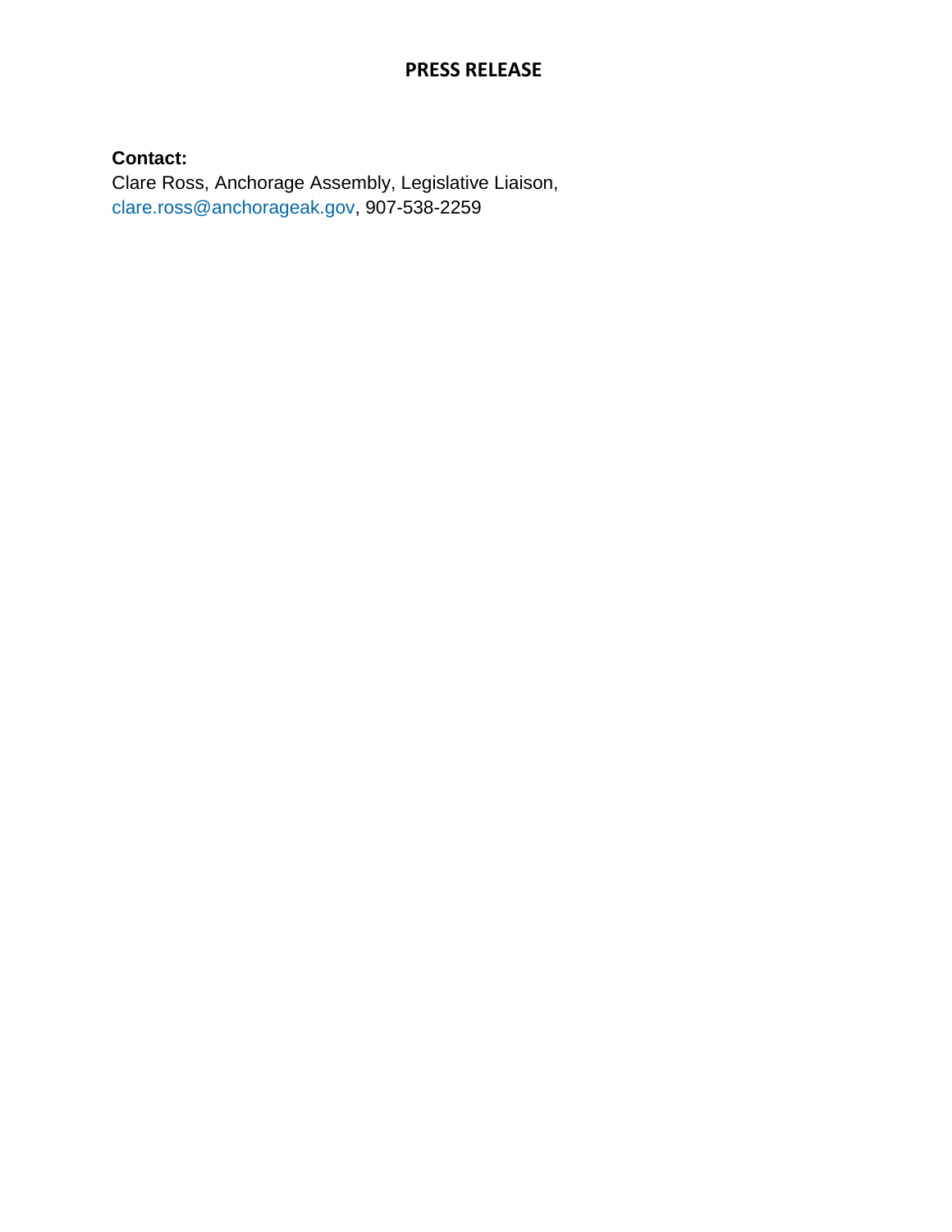**PRESS RELEASE**

**Contact:**
Clare Ross, Anchorage Assembly, Legislative Liaison,
clare.ross@anchorageak.gov, 907-538-2259